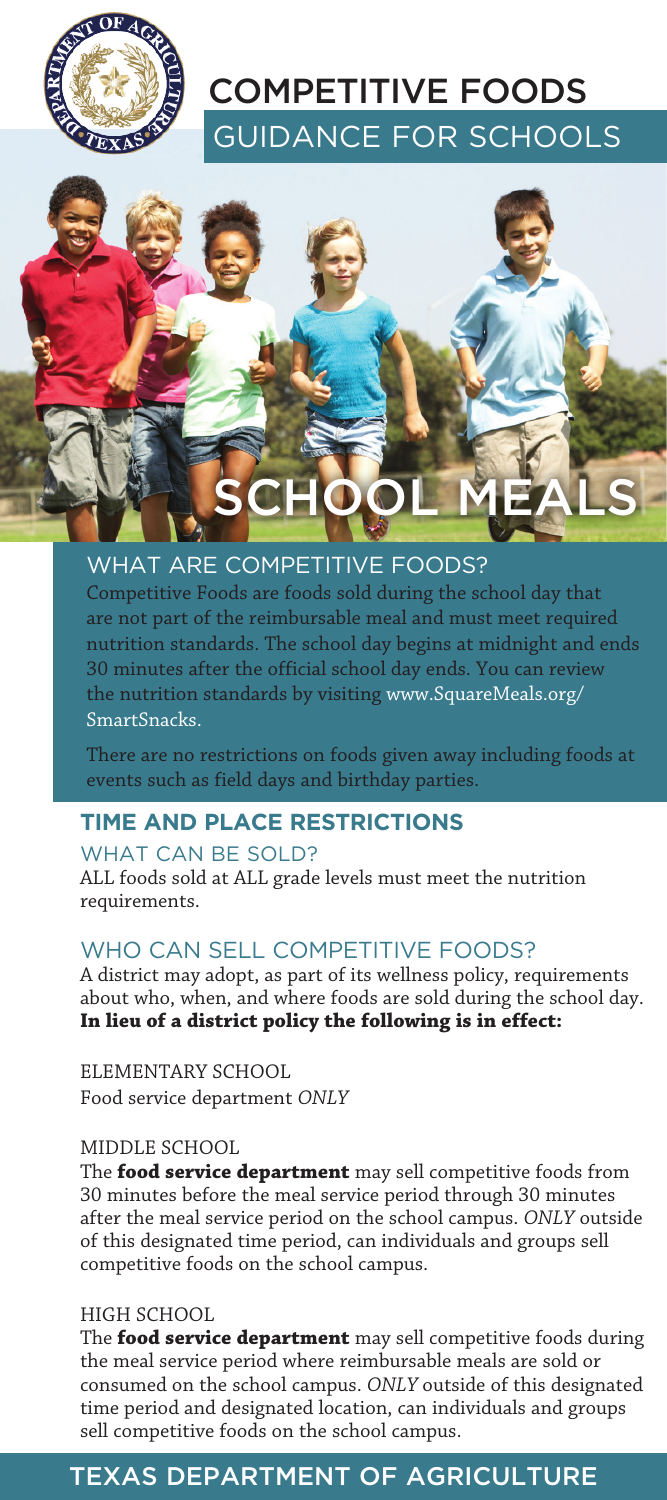# COMPETITIVE FOODS

## GUIDANCE FOR SCHOOLS

# SCHOOL MEALS

## WHAT ARE COMPETITIVE FOODS?

Competitive Foods are foods sold during the school day that are not part of the reimbursable meal and must meet required nutrition standards. The school day begins at midnight and ends 30 minutes after the official school day ends. You can review the nutrition standards by visiting www.SquareMeals.org/SmartSnacks.

There are no restrictions on foods given away including foods at events such as field days and birthday parties.

## TIME AND PLACE RESTRICTIONS

### WHAT CAN BE SOLD?

ALL foods sold at ALL grade levels must meet the nutrition requirements.

### WHO CAN SELL COMPETITIVE FOODS?

A district may adopt, as part of its wellness policy, requirements about who, when, and where foods are sold during the school day. **In lieu of a district policy the following is in effect:**

ELEMENTARY SCHOOL

Food service department *ONLY*

MIDDLE SCHOOL

The **food service department** may sell competitive foods from 30 minutes before the meal service period through 30 minutes after the meal service period on the school campus. *ONLY* outside of this designated time period, can individuals and groups sell competitive foods on the school campus.

HIGH SCHOOL

The **food service department** may sell competitive foods during the meal service period where reimbursable meals are sold or consumed on the school campus. *ONLY* outside of this designated time period and designated location, can individuals and groups sell competitive foods on the school campus.

TEXAS DEPARTMENT OF AGRICULTURE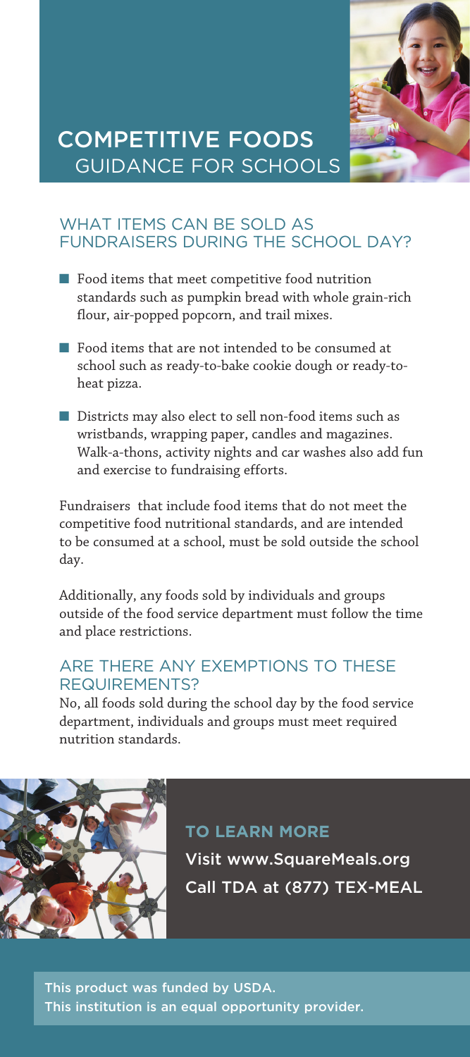# COMPETITIVE FOODS
## GUIDANCE FOR SCHOOLS

### WHAT ITEMS CAN BE SOLD AS FUNDRAISERS DURING THE SCHOOL DAY?

- Food items that meet competitive food nutrition standards such as pumpkin bread with whole grain-rich flour, air-popped popcorn, and trail mixes.
- Food items that are not intended to be consumed at school such as ready-to-bake cookie dough or ready-to-heat pizza.
- Districts may also elect to sell non-food items such as wristbands, wrapping paper, candles and magazines. Walk-a-thons, activity nights and car washes also add fun and exercise to fundraising efforts.

Fundraisers that include food items that do not meet the competitive food nutritional standards, and are intended to be consumed at a school, must be sold outside the school day.

Additionally, any foods sold by individuals and groups outside of the food service department must follow the time and place restrictions.

### ARE THERE ANY EXEMPTIONS TO THESE REQUIREMENTS?

No, all foods sold during the school day by the food service department, individuals and groups must meet required nutrition standards.

**TO LEARN MORE**

Visit www.SquareMeals.org

Call TDA at (877) TEX-MEAL

This product was funded by USDA.
This institution is an equal opportunity provider.